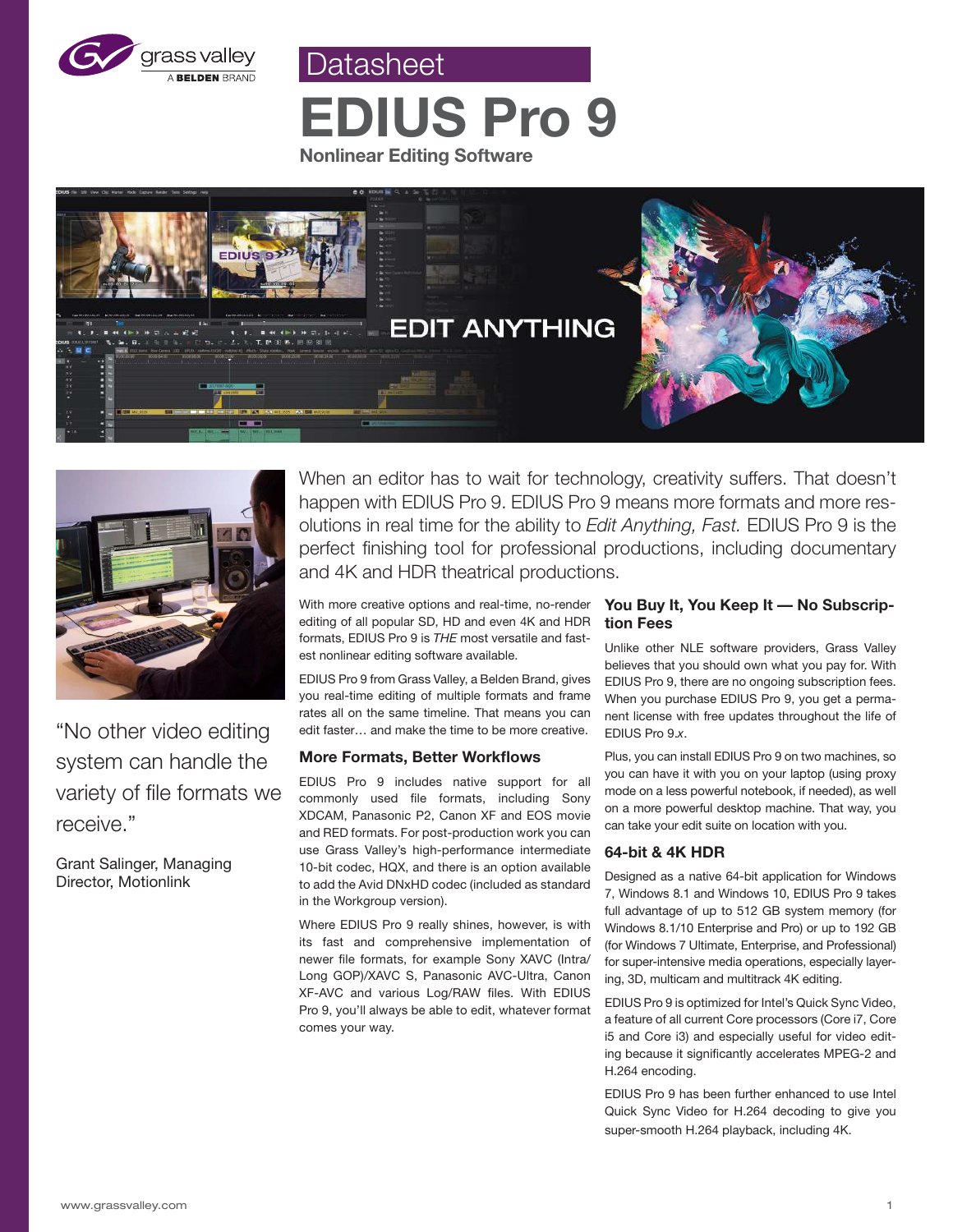Datasheet

# EDIUS Pro 9

**Nonlinear Editing Software**

EDIT ANYTHING

"No other video editing system can handle the variety of file formats we receive."

Grant Salinger, Managing Director, Motionlink

When an editor has to wait for technology, creativity suffers. That doesn't happen with EDIUS Pro 9. EDIUS Pro 9 means more formats and more resolutions in real time for the ability to *Edit Anything, Fast.* EDIUS Pro 9 is the perfect finishing tool for professional productions, including documentary and 4K and HDR theatrical productions.

With more creative options and real-time, no-render editing of all popular SD, HD and even 4K and HDR formats, EDIUS Pro 9 is *THE* most versatile and fastest nonlinear editing software available.

EDIUS Pro 9 from Grass Valley, a Belden Brand, gives you real-time editing of multiple formats and frame rates all on the same timeline. That means you can edit faster… and make the time to be more creative.

## More Formats, Better Workflows

EDIUS Pro 9 includes native support for all commonly used file formats, including Sony XDCAM, Panasonic P2, Canon XF and EOS movie and RED formats. For post-production work you can use Grass Valley's high-performance intermediate 10-bit codec, HQX, and there is an option available to add the Avid DNxHD codec (included as standard in the Workgroup version).

Where EDIUS Pro 9 really shines, however, is with its fast and comprehensive implementation of newer file formats, for example Sony XAVC (Intra/Long GOP)/XAVC S, Panasonic AVC-Ultra, Canon XF-AVC and various Log/RAW files. With EDIUS Pro 9, you'll always be able to edit, whatever format comes your way.

## You Buy It, You Keep It — No Subscription Fees

Unlike other NLE software providers, Grass Valley believes that you should own what you pay for. With EDIUS Pro 9, there are no ongoing subscription fees. When you purchase EDIUS Pro 9, you get a permanent license with free updates throughout the life of EDIUS Pro 9.*x*.

Plus, you can install EDIUS Pro 9 on two machines, so you can have it with you on your laptop (using proxy mode on a less powerful notebook, if needed), as well on a more powerful desktop machine. That way, you can take your edit suite on location with you.

## 64-bit & 4K HDR

Designed as a native 64-bit application for Windows 7, Windows 8.1 and Windows 10, EDIUS Pro 9 takes full advantage of up to 512 GB system memory (for Windows 8.1/10 Enterprise and Pro) or up to 192 GB (for Windows 7 Ultimate, Enterprise, and Professional) for super-intensive media operations, especially layering, 3D, multicam and multitrack 4K editing.

EDIUS Pro 9 is optimized for Intel's Quick Sync Video, a feature of all current Core processors (Core i7, Core i5 and Core i3) and especially useful for video editing because it significantly accelerates MPEG-2 and H.264 encoding.

EDIUS Pro 9 has been further enhanced to use Intel Quick Sync Video for H.264 decoding to give you super-smooth H.264 playback, including 4K.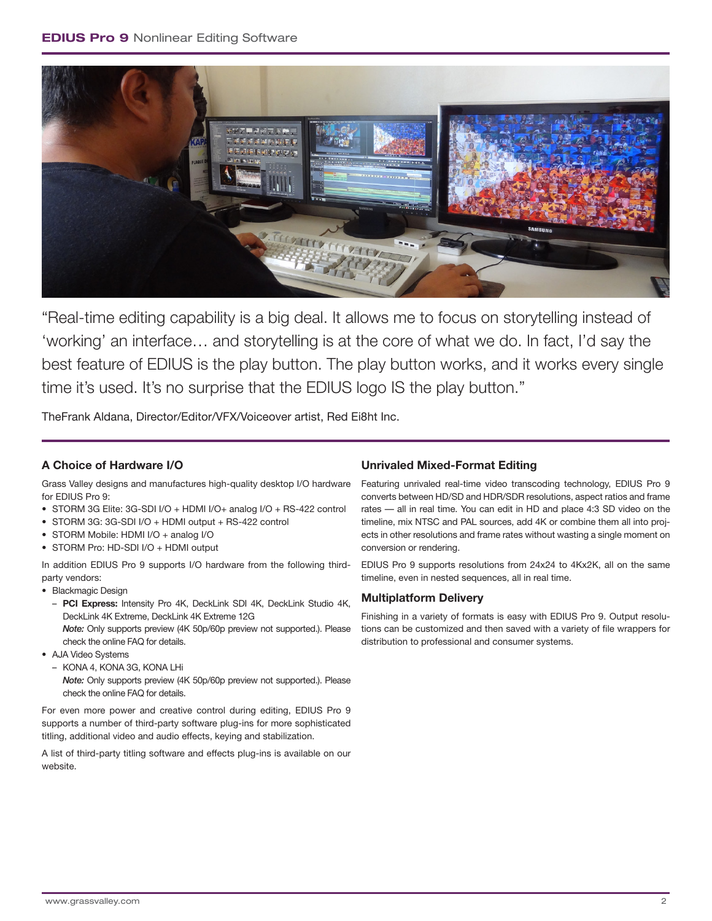“Real-time editing capability is a big deal. It allows me to focus on storytelling instead of ‘working’ an interface… and storytelling is at the core of what we do. In fact, I’d say the best feature of EDIUS is the play button. The play button works, and it works every single time it’s used. It’s no surprise that the EDIUS logo IS the play button.”

TheFrank Aldana, Director/Editor/VFX/Voiceover artist, Red Ei8ht Inc.

### A Choice of Hardware I/O

Grass Valley designs and manufactures high-quality desktop I/O hardware for EDIUS Pro 9:

- STORM 3G Elite: 3G-SDI I/O + HDMI I/O+ analog I/O + RS-422 control
- STORM 3G: 3G-SDI I/O + HDMI output + RS-422 control
- STORM Mobile: HDMI I/O + analog I/O
- STORM Pro: HD-SDI I/O + HDMI output

In addition EDIUS Pro 9 supports I/O hardware from the following third-party vendors:

- Blackmagic Design
  - **PCI Express:** Intensity Pro 4K, DeckLink SDI 4K, DeckLink Studio 4K, DeckLink 4K Extreme, DeckLink 4K Extreme 12G
    *Note:* Only supports preview (4K 50p/60p preview not supported.). Please check the online FAQ for details.
- AJA Video Systems
  - KONA 4, KONA 3G, KONA LHi
    *Note:* Only supports preview (4K 50p/60p preview not supported.). Please check the online FAQ for details.

For even more power and creative control during editing, EDIUS Pro 9 supports a number of third-party software plug-ins for more sophisticated titling, additional video and audio effects, keying and stabilization.

A list of third-party titling software and effects plug-ins is available on our website.

### Unrivaled Mixed-Format Editing

Featuring unrivaled real-time video transcoding technology, EDIUS Pro 9 converts between HD/SD and HDR/SDR resolutions, aspect ratios and frame rates — all in real time. You can edit in HD and place 4:3 SD video on the timeline, mix NTSC and PAL sources, add 4K or combine them all into projects in other resolutions and frame rates without wasting a single moment on conversion or rendering.

EDIUS Pro 9 supports resolutions from 24x24 to 4Kx2K, all on the same timeline, even in nested sequences, all in real time.

### Multiplatform Delivery

Finishing in a variety of formats is easy with EDIUS Pro 9. Output resolutions can be customized and then saved with a variety of file wrappers for distribution to professional and consumer systems.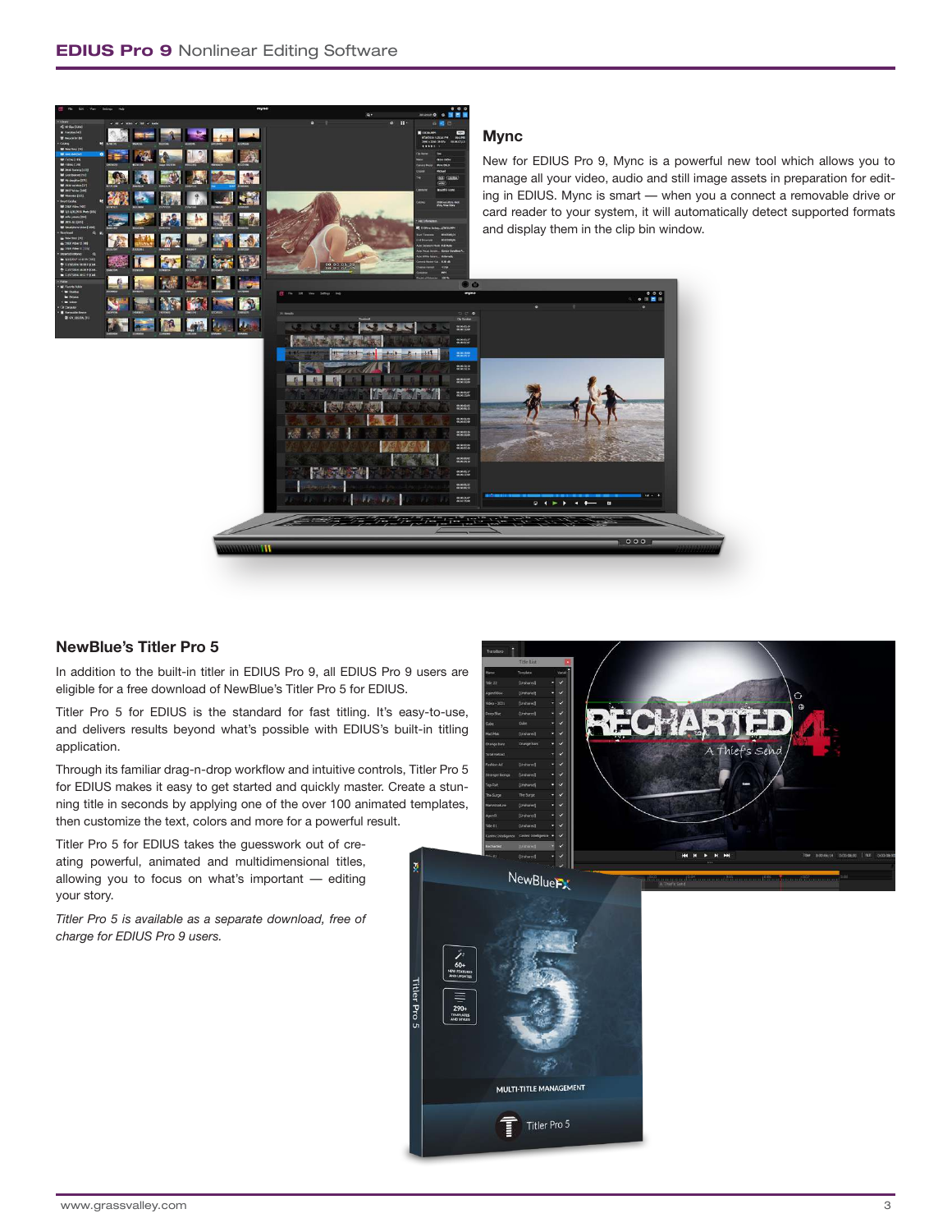## Mync

New for EDIUS Pro 9, Mync is a powerful new tool which allows you to manage all your video, audio and still image assets in preparation for editing in EDIUS. Mync is smart — when you a connect a removable drive or card reader to your system, it will automatically detect supported formats and display them in the clip bin window.

## NewBlue's Titler Pro 5

In addition to the built-in titler in EDIUS Pro 9, all EDIUS Pro 9 users are eligible for a free download of NewBlue's Titler Pro 5 for EDIUS.

Titler Pro 5 for EDIUS is the standard for fast titling. It's easy-to-use, and delivers results beyond what's possible with EDIUS's built-in titling application.

Through its familiar drag-n-drop workflow and intuitive controls, Titler Pro 5 for EDIUS makes it easy to get started and quickly master. Create a stunning title in seconds by applying one of the over 100 animated templates, then customize the text, colors and more for a powerful result.

Titler Pro 5 for EDIUS takes the guesswork out of creating powerful, animated and multidimensional titles, allowing you to focus on what's important — editing your story.

*Titler Pro 5 is available as a separate download, free of charge for EDIUS Pro 9 users.*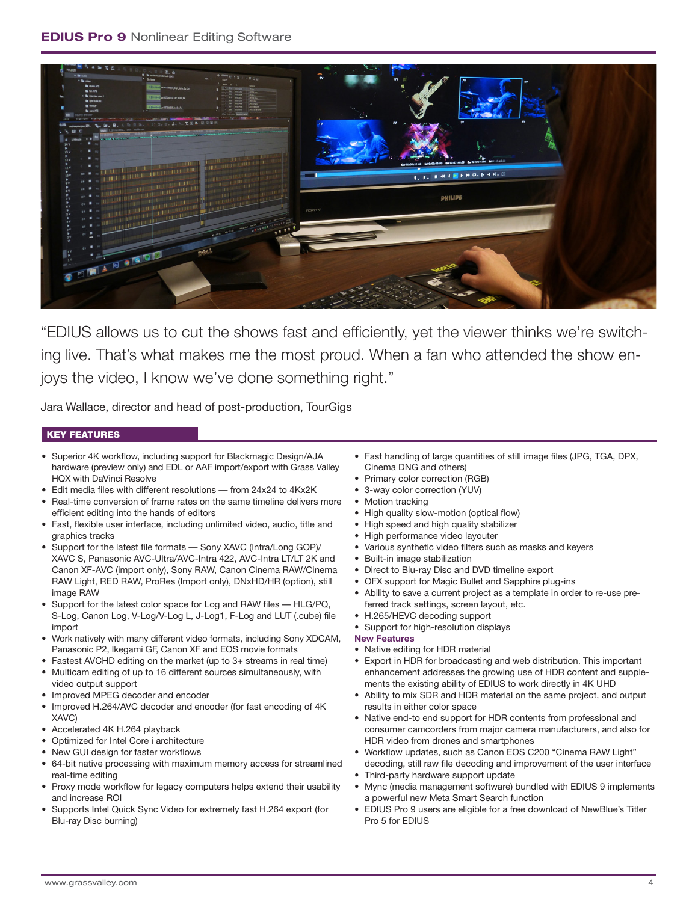"EDIUS allows us to cut the shows fast and efficiently, yet the viewer thinks we're switching live. That's what makes me the most proud. When a fan who attended the show enjoys the video, I know we've done something right."

Jara Wallace, director and head of post-production, TourGigs

## KEY FEATURES

- Superior 4K workflow, including support for Blackmagic Design/AJA hardware (preview only) and EDL or AAF import/export with Grass Valley HQX with DaVinci Resolve
- Edit media files with different resolutions — from 24x24 to 4Kx2K
- Real-time conversion of frame rates on the same timeline delivers more efficient editing into the hands of editors
- Fast, flexible user interface, including unlimited video, audio, title and graphics tracks
- Support for the latest file formats — Sony XAVC (Intra/Long GOP)/ XAVC S, Panasonic AVC-Ultra/AVC-Intra 422, AVC-Intra LT/LT 2K and Canon XF-AVC (import only), Sony RAW, Canon Cinema RAW/Cinema RAW Light, RED RAW, ProRes (Import only), DNxHD/HR (option), still image RAW
- Support for the latest color space for Log and RAW files — HLG/PQ, S-Log, Canon Log, V-Log/V-Log L, J-Log1, F-Log and LUT (.cube) file import
- Work natively with many different video formats, including Sony XDCAM, Panasonic P2, Ikegami GF, Canon XF and EOS movie formats
- Fastest AVCHD editing on the market (up to 3+ streams in real time)
- Multicam editing of up to 16 different sources simultaneously, with video output support
- Improved MPEG decoder and encoder
- Improved H.264/AVC decoder and encoder (for fast encoding of 4K XAVC)
- Accelerated 4K H.264 playback
- Optimized for Intel Core i architecture
- New GUI design for faster workflows
- 64-bit native processing with maximum memory access for streamlined real-time editing
- Proxy mode workflow for legacy computers helps extend their usability and increase ROI
- Supports Intel Quick Sync Video for extremely fast H.264 export (for Blu-ray Disc burning)
- Fast handling of large quantities of still image files (JPG, TGA, DPX, Cinema DNG and others)
- Primary color correction (RGB)
- 3-way color correction (YUV)
- Motion tracking
- High quality slow-motion (optical flow)
- High speed and high quality stabilizer
- High performance video layouter
- Various synthetic video filters such as masks and keyers
- Built-in image stabilization
- Direct to Blu-ray Disc and DVD timeline export
- OFX support for Magic Bullet and Sapphire plug-ins
- Ability to save a current project as a template in order to re-use preferred track settings, screen layout, etc.
- H.265/HEVC decoding support
- Support for high-resolution displays

### New Features

- Native editing for HDR material
- Export in HDR for broadcasting and web distribution. This important enhancement addresses the growing use of HDR content and supplements the existing ability of EDIUS to work directly in 4K UHD
- Ability to mix SDR and HDR material on the same project, and output results in either color space
- Native end-to end support for HDR contents from professional and consumer camcorders from major camera manufacturers, and also for HDR video from drones and smartphones
- Workflow updates, such as Canon EOS C200 "Cinema RAW Light" decoding, still raw file decoding and improvement of the user interface
- Third-party hardware support update
- Mync (media management software) bundled with EDIUS 9 implements a powerful new Meta Smart Search function
- EDIUS Pro 9 users are eligible for a free download of NewBlue's Titler Pro 5 for EDIUS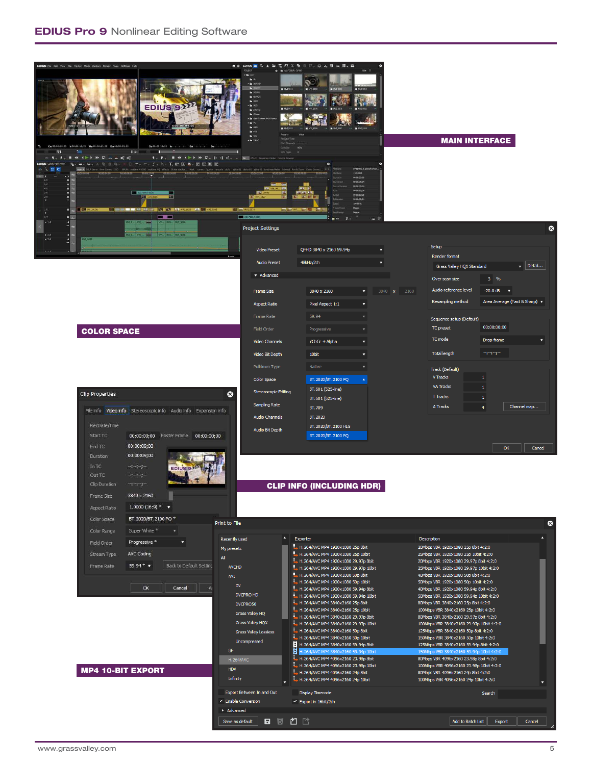MAIN INTERFACE

COLOR SPACE

CLIP INFO (INCLUDING HDR)

MP4 10-BIT EXPORT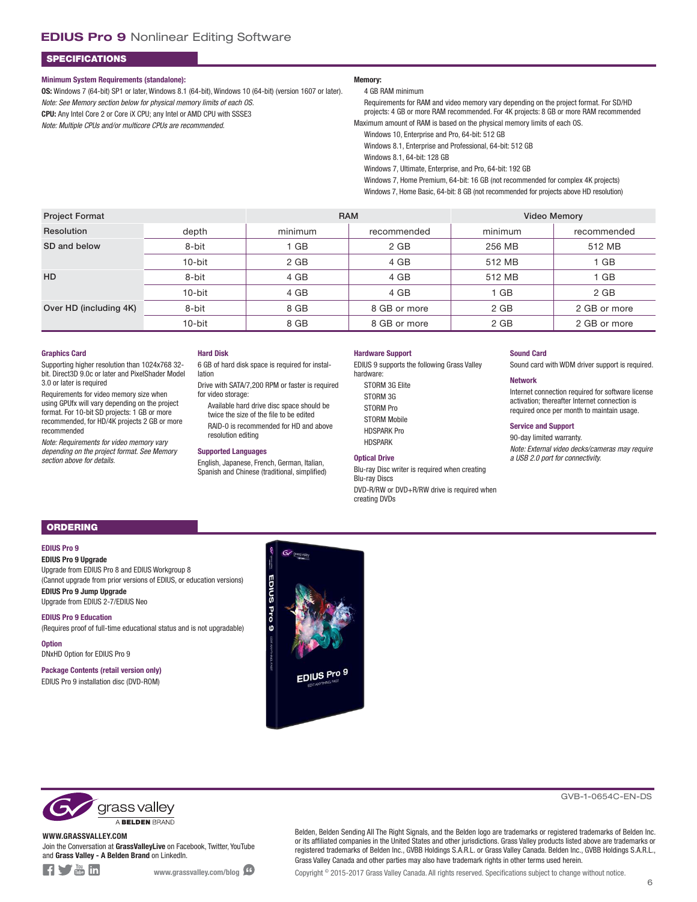# EDIUS Pro 9 Nonlinear Editing Software

## SPECIFICATIONS

**Minimum System Requirements (standalone):**

**OS:** Windows 7 (64-bit) SP1 or later, Windows 8.1 (64-bit), Windows 10 (64-bit) (version 1607 or later).

*Note: See Memory section below for physical memory limits of each OS.*

**CPU:** Any Intel Core 2 or Core iX CPU; any Intel or AMD CPU with SSSE3

*Note: Multiple CPUs and/or multicore CPUs are recommended.*

**Memory:**

4 GB RAM minimum

Requirements for RAM and video memory vary depending on the project format. For SD/HD projects: 4 GB or more RAM recommended. For 4K projects: 8 GB or more RAM recommended

Maximum amount of RAM is based on the physical memory limits of each OS.

- Windows 10, Enterprise and Pro, 64-bit: 512 GB
- Windows 8.1, Enterprise and Professional, 64-bit: 512 GB
- Windows 8.1, 64-bit: 128 GB
- Windows 7, Ultimate, Enterprise, and Pro, 64-bit: 192 GB
- Windows 7, Home Premium, 64-bit: 16 GB (not recommended for complex 4K projects)
- Windows 7, Home Basic, 64-bit: 8 GB (not recommended for projects above HD resolution)

| Project Format | | RAM | | Video Memory | |
|---|---|---|---|---|---|
| Resolution | depth | minimum | recommended | minimum | recommended |
| SD and below | 8-bit | 1 GB | 2 GB | 256 MB | 512 MB |
| | 10-bit | 2 GB | 4 GB | 512 MB | 1 GB |
| HD | 8-bit | 4 GB | 4 GB | 512 MB | 1 GB |
| | 10-bit | 4 GB | 4 GB | 1 GB | 2 GB |
| Over HD (including 4K) | 8-bit | 8 GB | 8 GB or more | 2 GB | 2 GB or more |
| | 10-bit | 8 GB | 8 GB or more | 2 GB | 2 GB or more |

**Graphics Card**

Supporting higher resolution than 1024x768 32-bit. Direct3D 9.0c or later and PixelShader Model 3.0 or later is required

Requirements for video memory size when using GPUfx will vary depending on the project format. For 10-bit SD projects: 1 GB or more recommended, for HD/4K projects 2 GB or more recommended

*Note: Requirements for video memory vary depending on the project format. See Memory section above for details.*

**Hard Disk**

6 GB of hard disk space is required for installation

Drive with SATA/7,200 RPM or faster is required for video storage:

- Available hard drive disc space should be twice the size of the file to be edited
- RAID-0 is recommended for HD and above resolution editing

**Supported Languages**

English, Japanese, French, German, Italian, Spanish and Chinese (traditional, simplified)

**Hardware Support**

EDIUS 9 supports the following Grass Valley hardware:

- STORM 3G Elite
- STORM 3G
- STORM Pro
- STORM Mobile
- HDSPARK Pro
- HDSPARK

**Optical Drive**

Blu-ray Disc writer is required when creating Blu-ray Discs

DVD-R/RW or DVD+R/RW drive is required when creating DVDs

**Sound Card**

Sound card with WDM driver support is required.

**Network**

Internet connection required for software license activation; thereafter Internet connection is required once per month to maintain usage.

**Service and Support**

90-day limited warranty.

*Note: External video decks/cameras may require a USB 2.0 port for connectivity.*

## ORDERING

**EDIUS Pro 9**

**EDIUS Pro 9 Upgrade**

Upgrade from EDIUS Pro 8 and EDIUS Workgroup 8

(Cannot upgrade from prior versions of EDIUS, or education versions)

**EDIUS Pro 9 Jump Upgrade**

Upgrade from EDIUS 2-7/EDIUS Neo

**EDIUS Pro 9 Education**

(Requires proof of full-time educational status and is not upgradable)

**Option**

DNxHD Option for EDIUS Pro 9

**Package Contents (retail version only)**

EDIUS Pro 9 installation disc (DVD-ROM)

GVB-1-0654C-EN-DS

**WWW.GRASSVALLEY.COM**

Join the Conversation at **GrassValleyLive** on Facebook, Twitter, YouTube and **Grass Valley - A Belden Brand** on LinkedIn.

www.grassvalley.com/blog

Belden, Belden Sending All The Right Signals, and the Belden logo are trademarks or registered trademarks of Belden Inc. or its affiliated companies in the United States and other jurisdictions. Grass Valley products listed above are trademarks or registered trademarks of Belden Inc., GVBB Holdings S.A.R.L. or Grass Valley Canada. Belden Inc., GVBB Holdings S.A.R.L., Grass Valley Canada and other parties may also have trademark rights in other terms used herein.

Copyright © 2015-2017 Grass Valley Canada. All rights reserved. Specifications subject to change without notice.